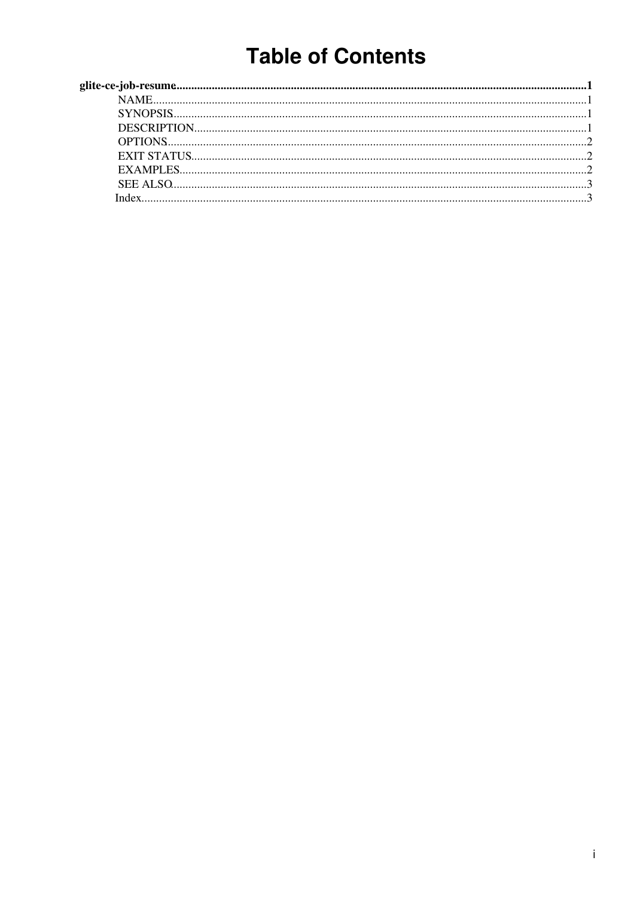# Table of Contents

**glite-ce-job-resume**.....1

- NAME.....1
- SYNOPSIS.....1
- DESCRIPTION.....1
- OPTIONS.....2
- EXIT STATUS.....2
- EXAMPLES.....2
- SEE ALSO.....3
- Index.....3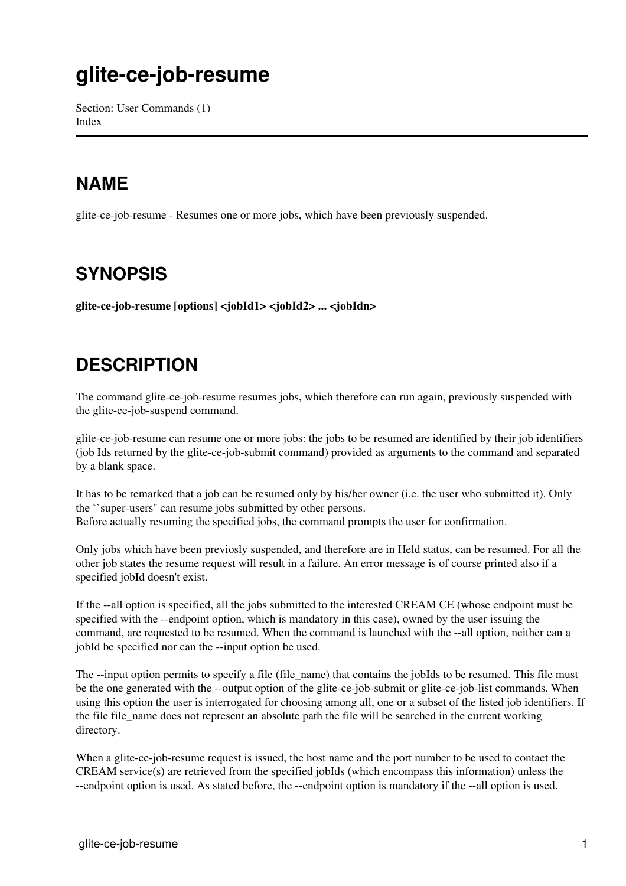# glite-ce-job-resume

Section: User Commands (1)
Index

## NAME

glite-ce-job-resume - Resumes one or more jobs, which have been previosly suspended.

## SYNOPSIS

**glite-ce-job-resume [options] <jobId1> <jobId2> ... <jobIdn>**

## DESCRIPTION

The command glite-ce-job-resume resumes jobs, which therefore can run again, previously suspended with the glite-ce-job-suspend command.

glite-ce-job-resume can resume one or more jobs: the jobs to be resumed are identified by their job identifiers (job Ids returned by the glite-ce-job-submit command) provided as arguments to the command and separated by a blank space.

It has to be remarked that a job can be resumed only by his/her owner (i.e. the user who submitted it). Only the ``super-users'' can resume jobs submitted by other persons.
Before actually resuming the specified jobs, the command prompts the user for confirmation.

Only jobs which have been previosly suspended, and therefore are in Held status, can be resumed. For all the other job states the resume request will result in a failure. An error message is of course printed also if a specified jobId doesn't exist.

If the --all option is specified, all the jobs submitted to the interested CREAM CE (whose endpoint must be specified with the --endpoint option, which is mandatory in this case), owned by the user issuing the command, are requested to be resumed. When the command is launched with the --all option, neither can a jobId be specified nor can the --input option be used.

The --input option permits to specify a file (file_name) that contains the jobIds to be resumed. This file must be the one generated with the --output option of the glite-ce-job-submit or glite-ce-job-list commands. When using this option the user is interrogated for choosing among all, one or a subset of the listed job identifiers. If the file file_name does not represent an absolute path the file will be searched in the current working directory.

When a glite-ce-job-resume request is issued, the host name and the port number to be used to contact the CREAM service(s) are retrieved from the specified jobIds (which encompass this information) unless the --endpoint option is used. As stated before, the --endpoint option is mandatory if the --all option is used.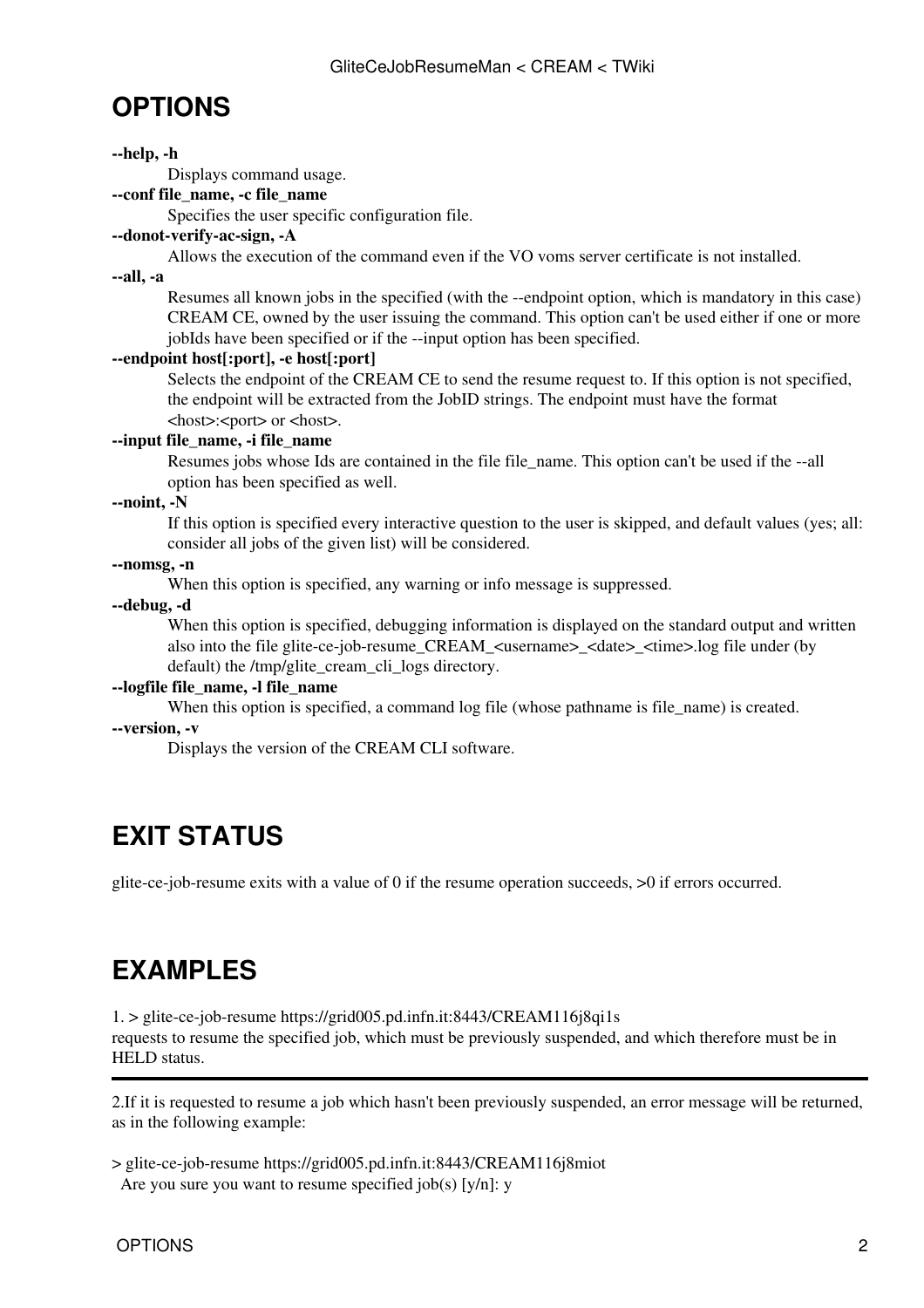## OPTIONS

**--help, -h**
: Displays command usage.

**--conf file_name, -c file_name**
: Specifies the user specific configuration file.

**--donot-verify-ac-sign, -A**
: Allows the execution of the command even if the VO voms server certificate is not installed.

**--all, -a**
: Resumes all known jobs in the specified (with the --endpoint option, which is mandatory in this case) CREAM CE, owned by the user issuing the command. This option can't be used either if one or more jobIds have been specified or if the --input option has been specified.

**--endpoint host[:port], -e host[:port]**
: Selects the endpoint of the CREAM CE to send the resume request to. If this option is not specified, the endpoint will be extracted from the JobID strings. The endpoint must have the format <host>:<port> or <host>.

**--input file_name, -i file_name**
: Resumes jobs whose Ids are contained in the file file_name. This option can't be used if the --all option has been specified as well.

**--noint, -N**
: If this option is specified every interactive question to the user is skipped, and default values (yes; all: consider all jobs of the given list) will be considered.

**--nomsg, -n**
: When this option is specified, any warning or info message is suppressed.

**--debug, -d**
: When this option is specified, debugging information is displayed on the standard output and written also into the file glite-ce-job-resume_CREAM_<username>_<date>_<time>.log file under (by default) the /tmp/glite_cream_cli_logs directory.

**--logfile file_name, -l file_name**
: When this option is specified, a command log file (whose pathname is file_name) is created.

**--version, -v**
: Displays the version of the CREAM CLI software.

## EXIT STATUS

glite-ce-job-resume exits with a value of 0 if the resume operation succeeds, >0 if errors occurred.

## EXAMPLES

1. > glite-ce-job-resume https://grid005.pd.infn.it:8443/CREAM116j8qi1s
requests to resume the specified job, which must be previously suspended, and which therefore must be in HELD status.

---

2.If it is requested to resume a job which hasn't been previously suspended, an error message will be returned, as in the following example:

```
> glite-ce-job-resume https://grid005.pd.infn.it:8443/CREAM116j8miot
  Are you sure you want to resume specified job(s) [y/n]: y
```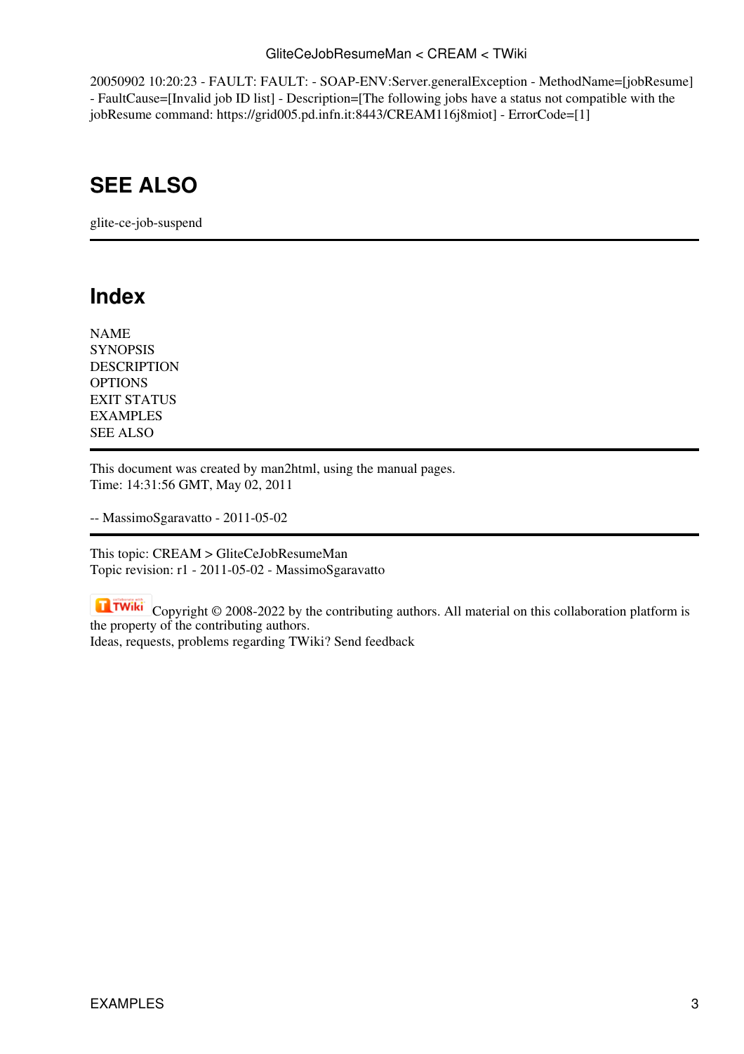20050902 10:20:23 - FAULT: FAULT: - SOAP-ENV:Server.generalException - MethodName=[jobResume] - FaultCause=[Invalid job ID list] - Description=[The following jobs have a status not compatible with the jobResume command: https://grid005.pd.infn.it:8443/CREAM116j8miot] - ErrorCode=[1]

## SEE ALSO

glite-ce-job-suspend

---

## Index

NAME
SYNOPSIS
DESCRIPTION
OPTIONS
EXIT STATUS
EXAMPLES
SEE ALSO

---

This document was created by man2html, using the manual pages.
Time: 14:31:56 GMT, May 02, 2011

-- MassimoSgaravatto - 2011-05-02

---

This topic: CREAM > GliteCeJobResumeMan
Topic revision: r1 - 2011-05-02 - MassimoSgaravatto

Copyright © 2008-2022 by the contributing authors. All material on this collaboration platform is the property of the contributing authors.
Ideas, requests, problems regarding TWiki? Send feedback